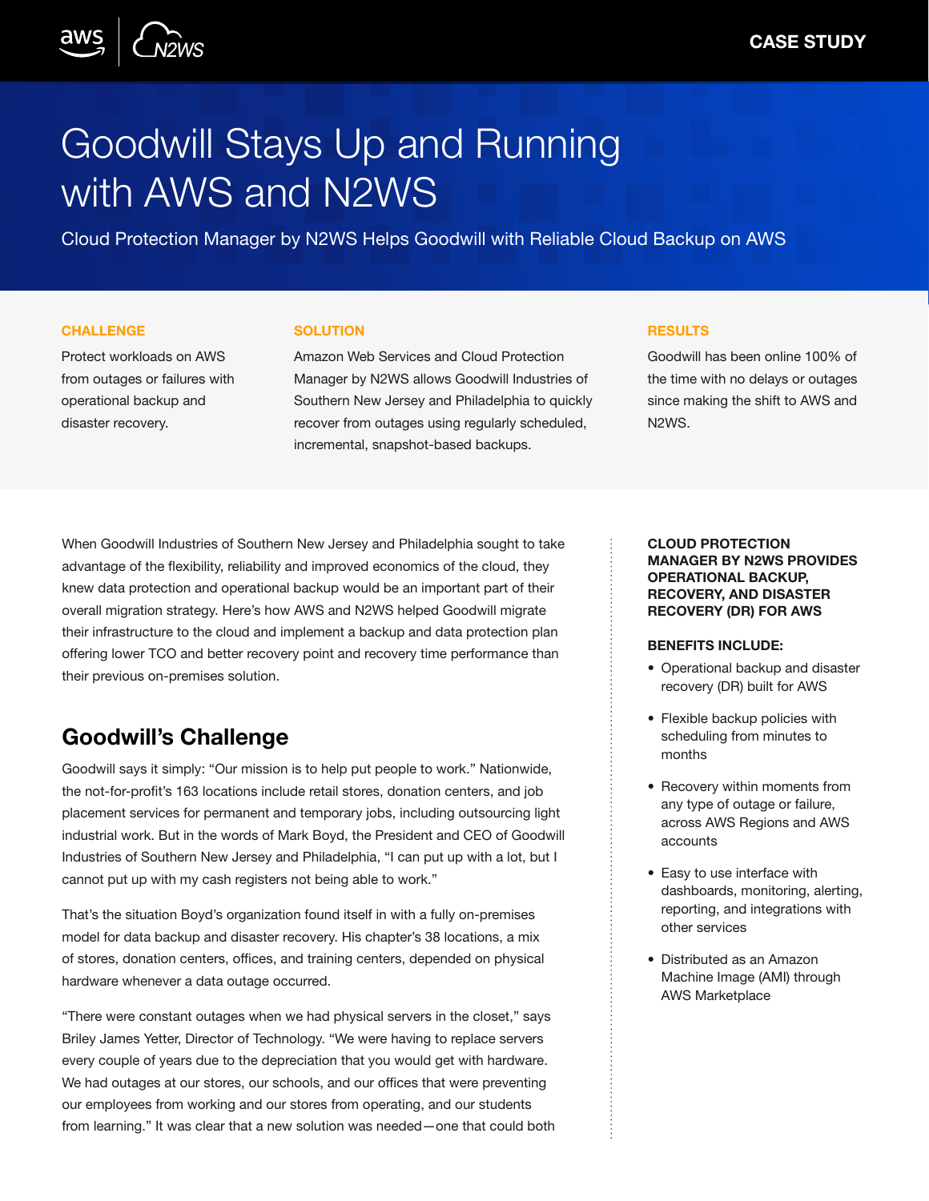CASE STUDY

# Goodwill Stays Up and Running with AWS and N2WS

Cloud Protection Manager by N2WS Helps Goodwill with Reliable Cloud Backup on AWS

**CHALLENGE**

Protect workloads on AWS from outages or failures with operational backup and disaster recovery.

**SOLUTION**

Amazon Web Services and Cloud Protection Manager by N2WS allows Goodwill Industries of Southern New Jersey and Philadelphia to quickly recover from outages using regularly scheduled, incremental, snapshot-based backups.

**RESULTS**

Goodwill has been online 100% of the time with no delays or outages since making the shift to AWS and N2WS.

When Goodwill Industries of Southern New Jersey and Philadelphia sought to take advantage of the flexibility, reliability and improved economics of the cloud, they knew data protection and operational backup would be an important part of their overall migration strategy. Here's how AWS and N2WS helped Goodwill migrate their infrastructure to the cloud and implement a backup and data protection plan offering lower TCO and better recovery point and recovery time performance than their previous on-premises solution.

## Goodwill's Challenge

Goodwill says it simply: "Our mission is to help put people to work." Nationwide, the not-for-profit's 163 locations include retail stores, donation centers, and job placement services for permanent and temporary jobs, including outsourcing light industrial work. But in the words of Mark Boyd, the President and CEO of Goodwill Industries of Southern New Jersey and Philadelphia, "I can put up with a lot, but I cannot put up with my cash registers not being able to work."

That's the situation Boyd's organization found itself in with a fully on-premises model for data backup and disaster recovery. His chapter's 38 locations, a mix of stores, donation centers, offices, and training centers, depended on physical hardware whenever a data outage occurred.

"There were constant outages when we had physical servers in the closet," says Briley James Yetter, Director of Technology. "We were having to replace servers every couple of years due to the depreciation that you would get with hardware. We had outages at our stores, our schools, and our offices that were preventing our employees from working and our stores from operating, and our students from learning." It was clear that a new solution was needed—one that could both

**CLOUD PROTECTION MANAGER BY N2WS PROVIDES OPERATIONAL BACKUP, RECOVERY, AND DISASTER RECOVERY (DR) FOR AWS**

**BENEFITS INCLUDE:**

- Operational backup and disaster recovery (DR) built for AWS
- Flexible backup policies with scheduling from minutes to months
- Recovery within moments from any type of outage or failure, across AWS Regions and AWS accounts
- Easy to use interface with dashboards, monitoring, alerting, reporting, and integrations with other services
- Distributed as an Amazon Machine Image (AMI) through AWS Marketplace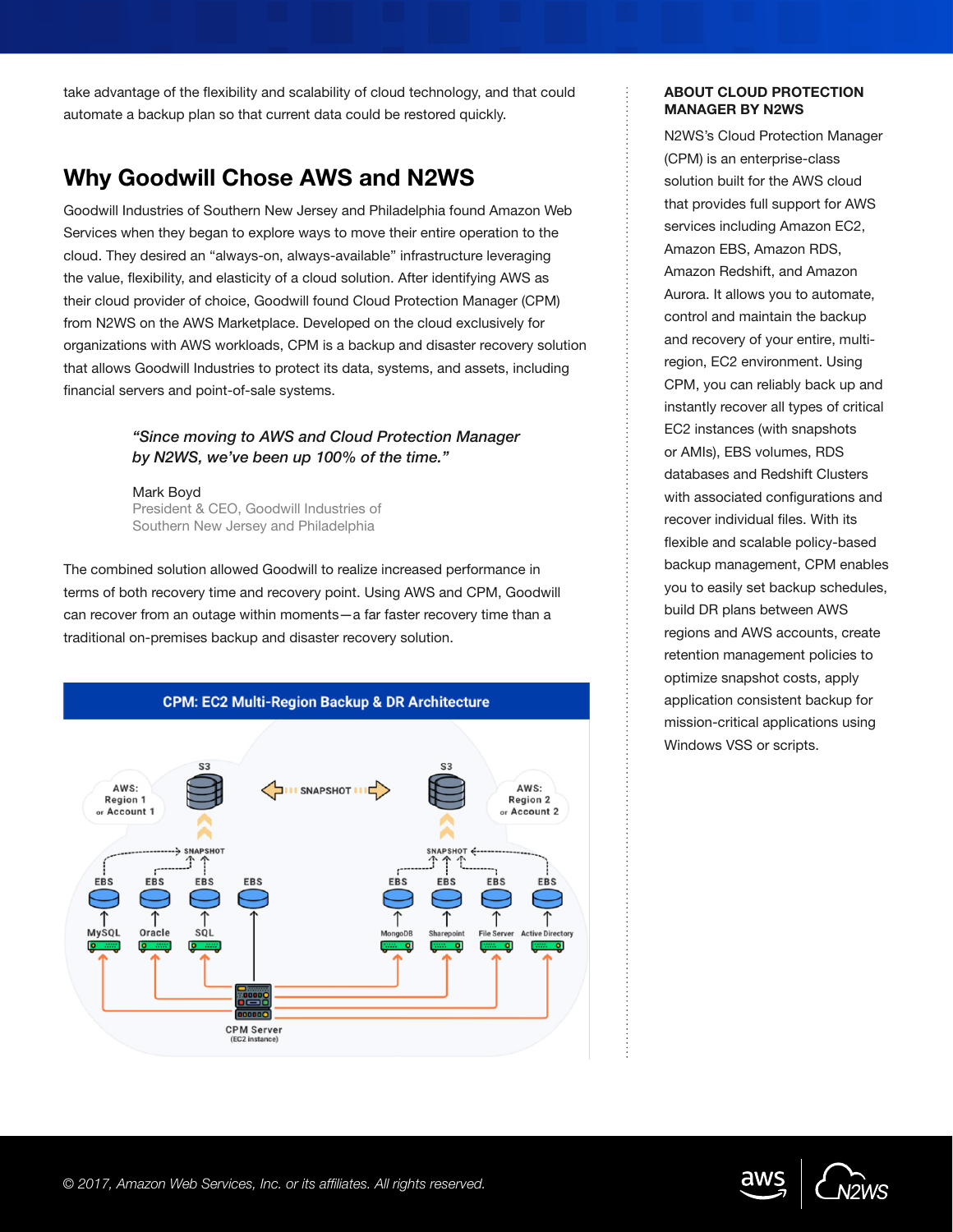take advantage of the flexibility and scalability of cloud technology, and that could automate a backup plan so that current data could be restored quickly.

## Why Goodwill Chose AWS and N2WS

Goodwill Industries of Southern New Jersey and Philadelphia found Amazon Web Services when they began to explore ways to move their entire operation to the cloud. They desired an "always-on, always-available" infrastructure leveraging the value, flexibility, and elasticity of a cloud solution. After identifying AWS as their cloud provider of choice, Goodwill found Cloud Protection Manager (CPM) from N2WS on the AWS Marketplace. Developed on the cloud exclusively for organizations with AWS workloads, CPM is a backup and disaster recovery solution that allows Goodwill Industries to protect its data, systems, and assets, including financial servers and point-of-sale systems.

> *"Since moving to AWS and Cloud Protection Manager by N2WS, we've been up 100% of the time."*
>
> Mark Boyd
> President & CEO, Goodwill Industries of Southern New Jersey and Philadelphia

The combined solution allowed Goodwill to realize increased performance in terms of both recovery time and recovery point. Using AWS and CPM, Goodwill can recover from an outage within moments—a far faster recovery time than a traditional on-premises backup and disaster recovery solution.

**CPM: EC2 Multi-Region Backup & DR Architecture**

### ABOUT CLOUD PROTECTION MANAGER BY N2WS

N2WS's Cloud Protection Manager (CPM) is an enterprise-class solution built for the AWS cloud that provides full support for AWS services including Amazon EC2, Amazon EBS, Amazon RDS, Amazon Redshift, and Amazon Aurora. It allows you to automate, control and maintain the backup and recovery of your entire, multi-region, EC2 environment. Using CPM, you can reliably back up and instantly recover all types of critical EC2 instances (with snapshots or AMIs), EBS volumes, RDS databases and Redshift Clusters with associated configurations and recover individual files. With its flexible and scalable policy-based backup management, CPM enables you to easily set backup schedules, build DR plans between AWS regions and AWS accounts, create retention management policies to optimize snapshot costs, apply application consistent backup for mission-critical applications using Windows VSS or scripts.

*© 2017, Amazon Web Services, Inc. or its affiliates. All rights reserved.*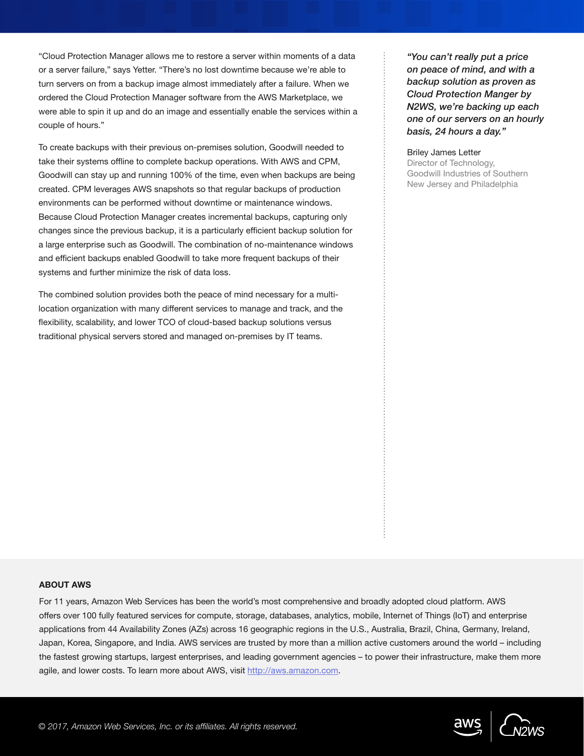"Cloud Protection Manager allows me to restore a server within moments of a data or a server failure," says Yetter. "There's no lost downtime because we're able to turn servers on from a backup image almost immediately after a failure. When we ordered the Cloud Protection Manager software from the AWS Marketplace, we were able to spin it up and do an image and essentially enable the services within a couple of hours."

To create backups with their previous on-premises solution, Goodwill needed to take their systems offline to complete backup operations. With AWS and CPM, Goodwill can stay up and running 100% of the time, even when backups are being created. CPM leverages AWS snapshots so that regular backups of production environments can be performed without downtime or maintenance windows. Because Cloud Protection Manager creates incremental backups, capturing only changes since the previous backup, it is a particularly efficient backup solution for a large enterprise such as Goodwill. The combination of no-maintenance windows and efficient backups enabled Goodwill to take more frequent backups of their systems and further minimize the risk of data loss.

The combined solution provides both the peace of mind necessary for a multi-location organization with many different services to manage and track, and the flexibility, scalability, and lower TCO of cloud-based backup solutions versus traditional physical servers stored and managed on-premises by IT teams.

***"You can't really put a price on peace of mind, and with a backup solution as proven as Cloud Protection Manger by N2WS, we're backing up each one of our servers on an hourly basis, 24 hours a day."***

Briley James Letter
Director of Technology,
Goodwill Industries of Southern New Jersey and Philadelphia

**ABOUT AWS**

For 11 years, Amazon Web Services has been the world's most comprehensive and broadly adopted cloud platform. AWS offers over 100 fully featured services for compute, storage, databases, analytics, mobile, Internet of Things (IoT) and enterprise applications from 44 Availability Zones (AZs) across 16 geographic regions in the U.S., Australia, Brazil, China, Germany, Ireland, Japan, Korea, Singapore, and India. AWS services are trusted by more than a million active customers around the world – including the fastest growing startups, largest enterprises, and leading government agencies – to power their infrastructure, make them more agile, and lower costs. To learn more about AWS, visit [http://aws.amazon.com](http://aws.amazon.com).

*© 2017, Amazon Web Services, Inc. or its affiliates. All rights reserved.*